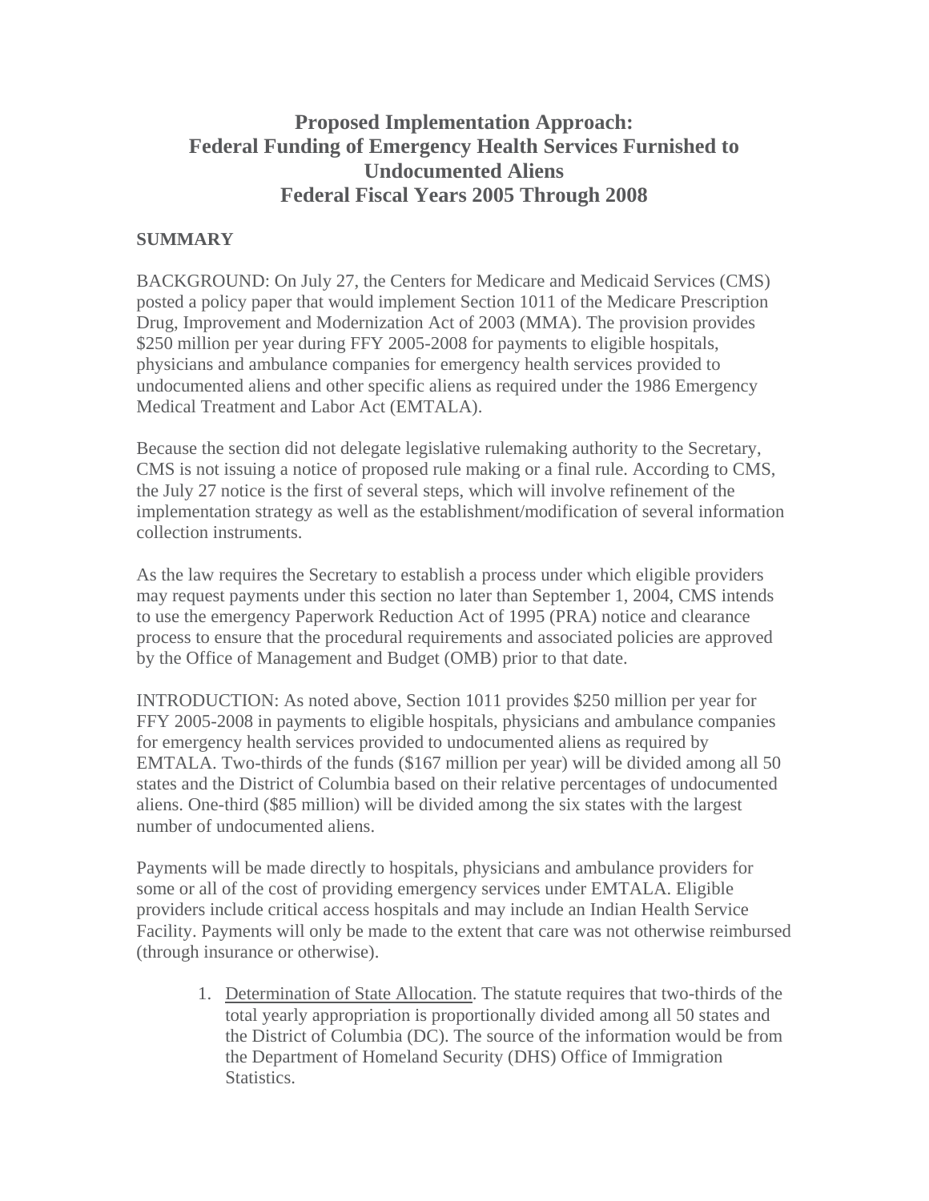# Proposed Implementation Approach: Federal Funding of Emergency Health Services Furnished to Undocumented Aliens Federal Fiscal Years 2005 Through 2008

## SUMMARY

BACKGROUND: On July 27, the Centers for Medicare and Medicaid Services (CMS) posted a policy paper that would implement Section 1011 of the Medicare Prescription Drug, Improvement and Modernization Act of 2003 (MMA). The provision provides $250 million per year during FFY 2005-2008 for payments to eligible hospitals, physicians and ambulance companies for emergency health services provided to undocumented aliens and other specific aliens as required under the 1986 Emergency Medical Treatment and Labor Act (EMTALA).

Because the section did not delegate legislative rulemaking authority to the Secretary, CMS is not issuing a notice of proposed rule making or a final rule. According to CMS, the July 27 notice is the first of several steps, which will involve refinement of the implementation strategy as well as the establishment/modification of several information collection instruments.

As the law requires the Secretary to establish a process under which eligible providers may request payments under this section no later than September 1, 2004, CMS intends to use the emergency Paperwork Reduction Act of 1995 (PRA) notice and clearance process to ensure that the procedural requirements and associated policies are approved by the Office of Management and Budget (OMB) prior to that date.

INTRODUCTION: As noted above, Section 1011 provides $250 million per year for FFY 2005-2008 in payments to eligible hospitals, physicians and ambulance companies for emergency health services provided to undocumented aliens as required by EMTALA. Two-thirds of the funds ($167 million per year) will be divided among all 50 states and the District of Columbia based on their relative percentages of undocumented aliens. One-third ($85 million) will be divided among the six states with the largest number of undocumented aliens.

Payments will be made directly to hospitals, physicians and ambulance providers for some or all of the cost of providing emergency services under EMTALA. Eligible providers include critical access hospitals and may include an Indian Health Service Facility. Payments will only be made to the extent that care was not otherwise reimbursed (through insurance or otherwise).

1. Determination of State Allocation. The statute requires that two-thirds of the total yearly appropriation is proportionally divided among all 50 states and the District of Columbia (DC). The source of the information would be from the Department of Homeland Security (DHS) Office of Immigration Statistics.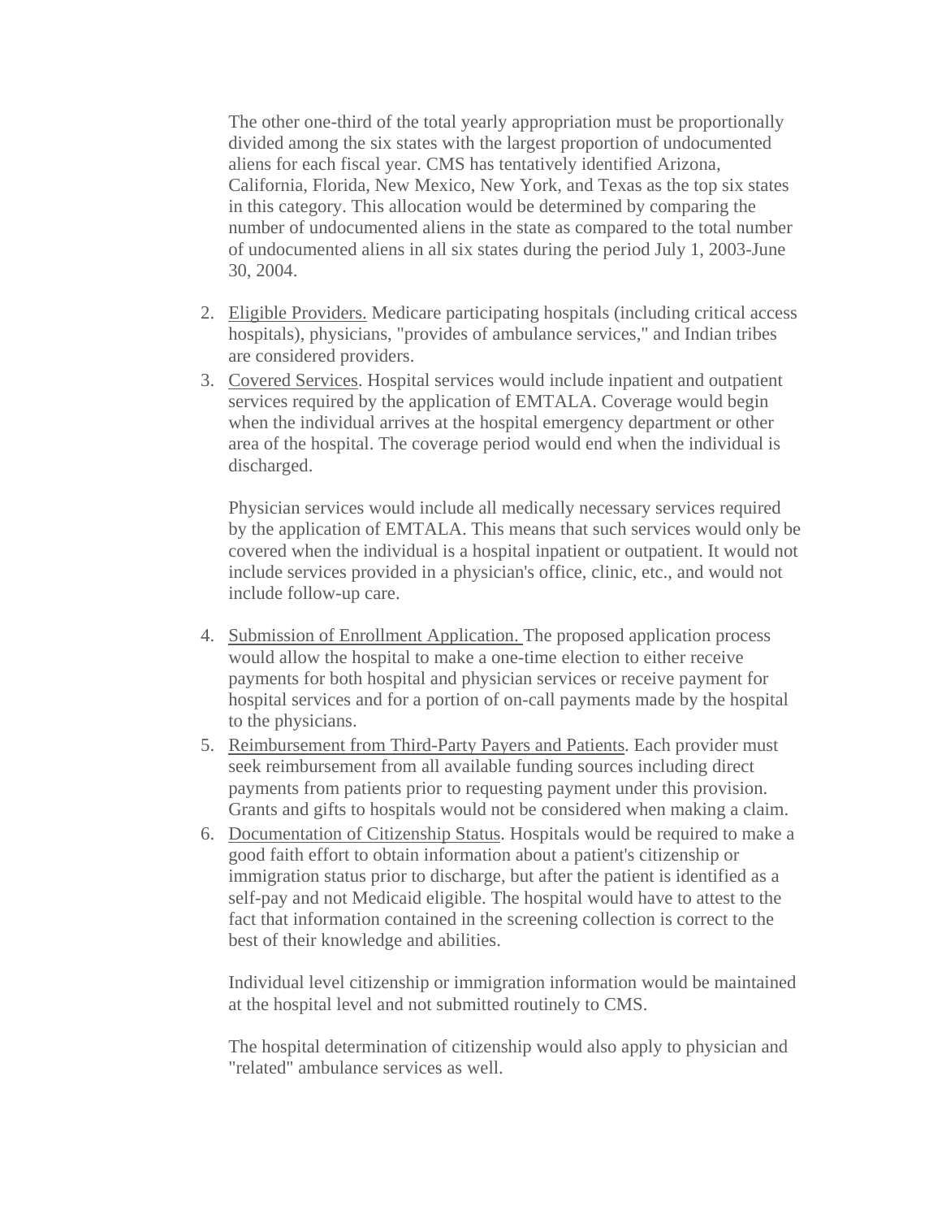The other one-third of the total yearly appropriation must be proportionally divided among the six states with the largest proportion of undocumented aliens for each fiscal year. CMS has tentatively identified Arizona, California, Florida, New Mexico, New York, and Texas as the top six states in this category. This allocation would be determined by comparing the number of undocumented aliens in the state as compared to the total number of undocumented aliens in all six states during the period July 1, 2003-June 30, 2004.

2. Eligible Providers. Medicare participating hospitals (including critical access hospitals), physicians, "provides of ambulance services," and Indian tribes are considered providers.
3. Covered Services. Hospital services would include inpatient and outpatient services required by the application of EMTALA. Coverage would begin when the individual arrives at the hospital emergency department or other area of the hospital. The coverage period would end when the individual is discharged.

   Physician services would include all medically necessary services required by the application of EMTALA. This means that such services would only be covered when the individual is a hospital inpatient or outpatient. It would not include services provided in a physician's office, clinic, etc., and would not include follow-up care.

4. Submission of Enrollment Application. The proposed application process would allow the hospital to make a one-time election to either receive payments for both hospital and physician services or receive payment for hospital services and for a portion of on-call payments made by the hospital to the physicians.
5. Reimbursement from Third-Party Payers and Patients. Each provider must seek reimbursement from all available funding sources including direct payments from patients prior to requesting payment under this provision. Grants and gifts to hospitals would not be considered when making a claim.
6. Documentation of Citizenship Status. Hospitals would be required to make a good faith effort to obtain information about a patient's citizenship or immigration status prior to discharge, but after the patient is identified as a self-pay and not Medicaid eligible. The hospital would have to attest to the fact that information contained in the screening collection is correct to the best of their knowledge and abilities.

   Individual level citizenship or immigration information would be maintained at the hospital level and not submitted routinely to CMS.

   The hospital determination of citizenship would also apply to physician and "related" ambulance services as well.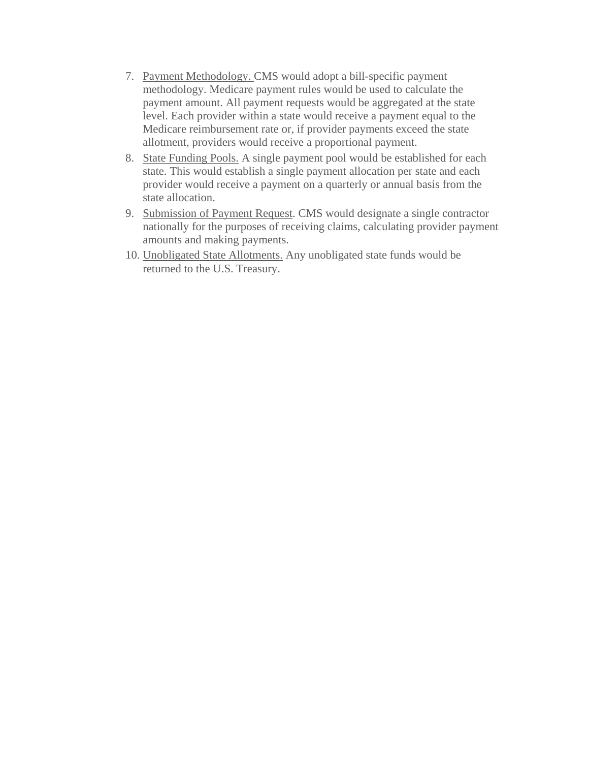7. Payment Methodology. CMS would adopt a bill-specific payment methodology. Medicare payment rules would be used to calculate the payment amount. All payment requests would be aggregated at the state level. Each provider within a state would receive a payment equal to the Medicare reimbursement rate or, if provider payments exceed the state allotment, providers would receive a proportional payment.
8. State Funding Pools. A single payment pool would be established for each state. This would establish a single payment allocation per state and each provider would receive a payment on a quarterly or annual basis from the state allocation.
9. Submission of Payment Request. CMS would designate a single contractor nationally for the purposes of receiving claims, calculating provider payment amounts and making payments.
10. Unobligated State Allotments. Any unobligated state funds would be returned to the U.S. Treasury.